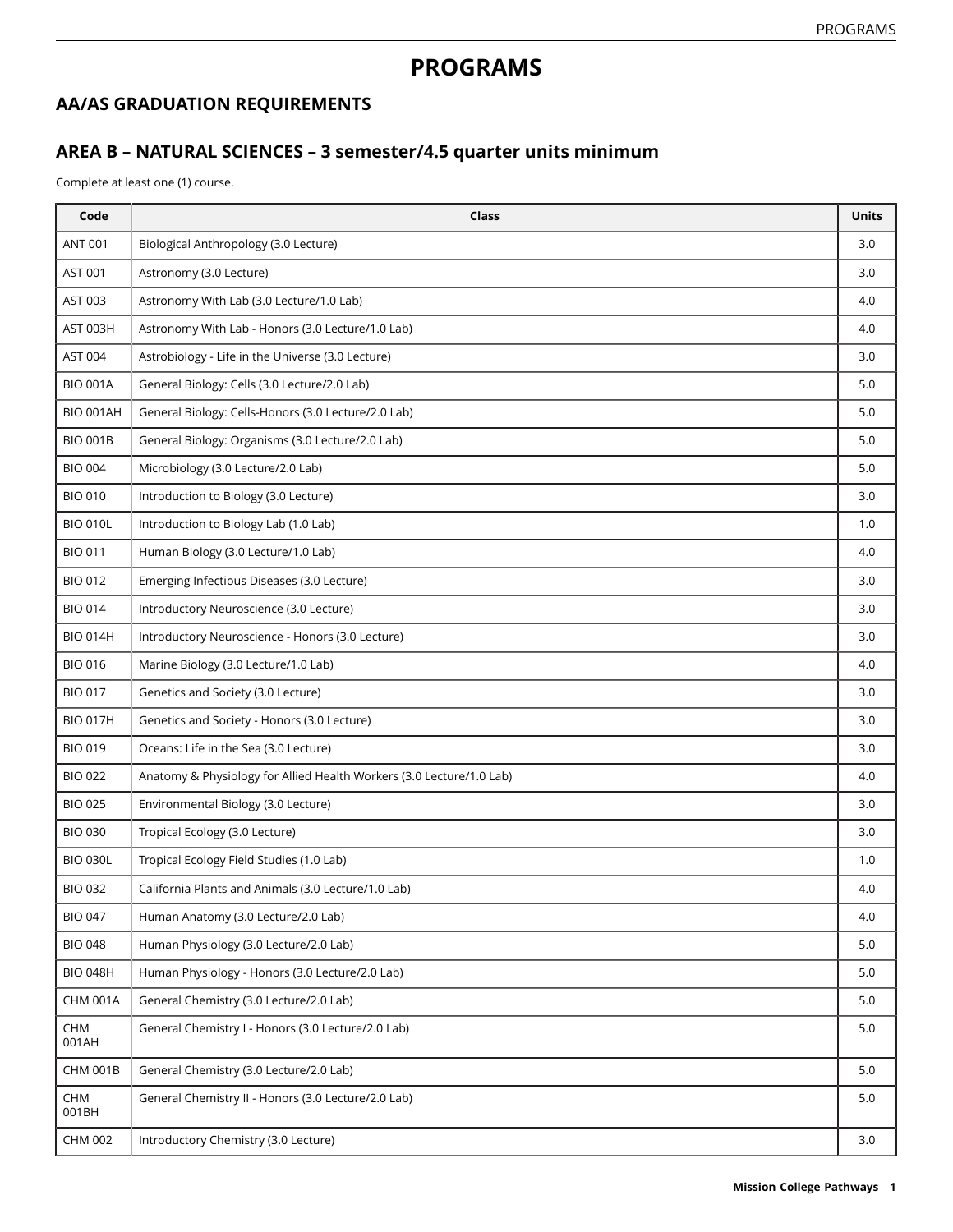# PROGRAMS

## AA/AS GRADUATION REQUIREMENTS

### AREA B – NATURAL SCIENCES – 3 semester/4.5 quarter units minimum

Complete at least one (1) course.

| Code | Class | Units |
|---|---|---|
| ANT 001 | Biological Anthropology (3.0 Lecture) | 3.0 |
| AST 001 | Astronomy (3.0 Lecture) | 3.0 |
| AST 003 | Astronomy With Lab (3.0 Lecture/1.0 Lab) | 4.0 |
| AST 003H | Astronomy With Lab - Honors (3.0 Lecture/1.0 Lab) | 4.0 |
| AST 004 | Astrobiology - Life in the Universe (3.0 Lecture) | 3.0 |
| BIO 001A | General Biology: Cells (3.0 Lecture/2.0 Lab) | 5.0 |
| BIO 001AH | General Biology: Cells-Honors (3.0 Lecture/2.0 Lab) | 5.0 |
| BIO 001B | General Biology: Organisms (3.0 Lecture/2.0 Lab) | 5.0 |
| BIO 004 | Microbiology (3.0 Lecture/2.0 Lab) | 5.0 |
| BIO 010 | Introduction to Biology (3.0 Lecture) | 3.0 |
| BIO 010L | Introduction to Biology Lab (1.0 Lab) | 1.0 |
| BIO 011 | Human Biology (3.0 Lecture/1.0 Lab) | 4.0 |
| BIO 012 | Emerging Infectious Diseases (3.0 Lecture) | 3.0 |
| BIO 014 | Introductory Neuroscience (3.0 Lecture) | 3.0 |
| BIO 014H | Introductory Neuroscience - Honors (3.0 Lecture) | 3.0 |
| BIO 016 | Marine Biology (3.0 Lecture/1.0 Lab) | 4.0 |
| BIO 017 | Genetics and Society (3.0 Lecture) | 3.0 |
| BIO 017H | Genetics and Society - Honors (3.0 Lecture) | 3.0 |
| BIO 019 | Oceans: Life in the Sea (3.0 Lecture) | 3.0 |
| BIO 022 | Anatomy & Physiology for Allied Health Workers (3.0 Lecture/1.0 Lab) | 4.0 |
| BIO 025 | Environmental Biology (3.0 Lecture) | 3.0 |
| BIO 030 | Tropical Ecology (3.0 Lecture) | 3.0 |
| BIO 030L | Tropical Ecology Field Studies (1.0 Lab) | 1.0 |
| BIO 032 | California Plants and Animals (3.0 Lecture/1.0 Lab) | 4.0 |
| BIO 047 | Human Anatomy (3.0 Lecture/2.0 Lab) | 4.0 |
| BIO 048 | Human Physiology (3.0 Lecture/2.0 Lab) | 5.0 |
| BIO 048H | Human Physiology - Honors (3.0 Lecture/2.0 Lab) | 5.0 |
| CHM 001A | General Chemistry (3.0 Lecture/2.0 Lab) | 5.0 |
| CHM 001AH | General Chemistry I - Honors (3.0 Lecture/2.0 Lab) | 5.0 |
| CHM 001B | General Chemistry (3.0 Lecture/2.0 Lab) | 5.0 |
| CHM 001BH | General Chemistry II - Honors (3.0 Lecture/2.0 Lab) | 5.0 |
| CHM 002 | Introductory Chemistry (3.0 Lecture) | 3.0 |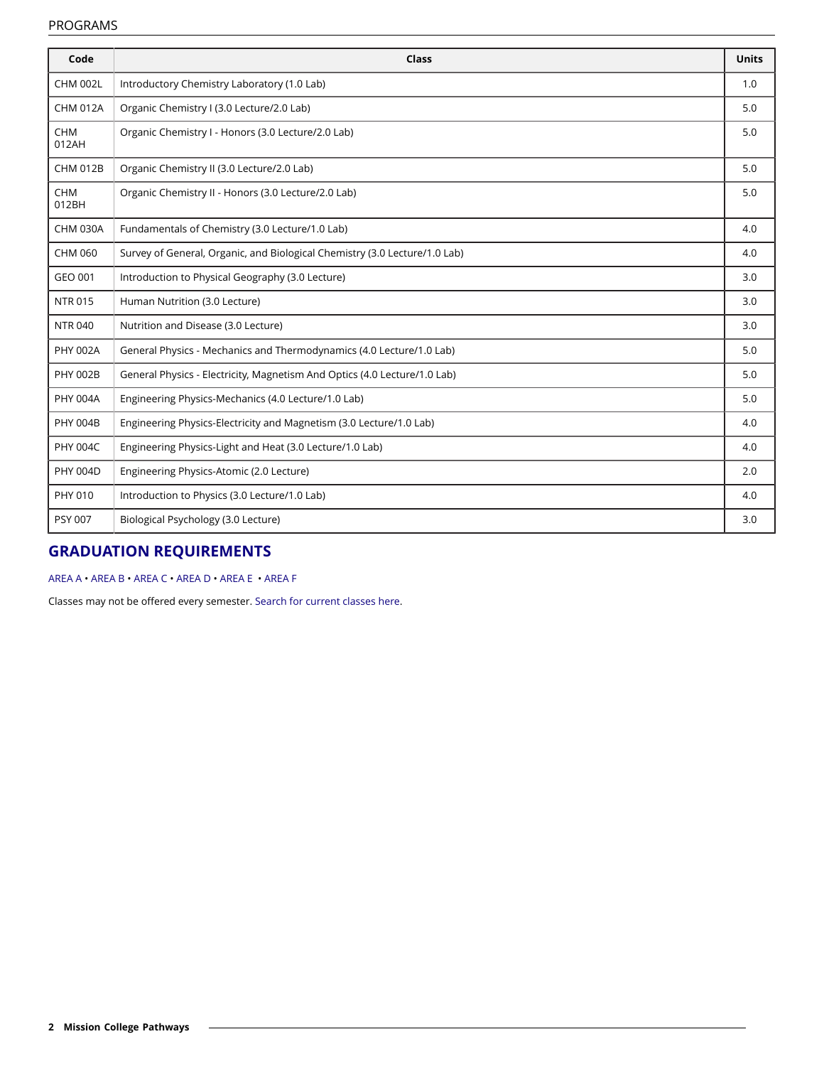| Code | Class | Units |
| --- | --- | --- |
| CHM 002L | Introductory Chemistry Laboratory (1.0 Lab) | 1.0 |
| CHM 012A | Organic Chemistry I (3.0 Lecture/2.0 Lab) | 5.0 |
| CHM 012AH | Organic Chemistry I - Honors (3.0 Lecture/2.0 Lab) | 5.0 |
| CHM 012B | Organic Chemistry II (3.0 Lecture/2.0 Lab) | 5.0 |
| CHM 012BH | Organic Chemistry II - Honors (3.0 Lecture/2.0 Lab) | 5.0 |
| CHM 030A | Fundamentals of Chemistry (3.0 Lecture/1.0 Lab) | 4.0 |
| CHM 060 | Survey of General, Organic, and Biological Chemistry (3.0 Lecture/1.0 Lab) | 4.0 |
| GEO 001 | Introduction to Physical Geography (3.0 Lecture) | 3.0 |
| NTR 015 | Human Nutrition (3.0 Lecture) | 3.0 |
| NTR 040 | Nutrition and Disease (3.0 Lecture) | 3.0 |
| PHY 002A | General Physics - Mechanics and Thermodynamics (4.0 Lecture/1.0 Lab) | 5.0 |
| PHY 002B | General Physics - Electricity, Magnetism And Optics (4.0 Lecture/1.0 Lab) | 5.0 |
| PHY 004A | Engineering Physics-Mechanics (4.0 Lecture/1.0 Lab) | 5.0 |
| PHY 004B | Engineering Physics-Electricity and Magnetism (3.0 Lecture/1.0 Lab) | 4.0 |
| PHY 004C | Engineering Physics-Light and Heat (3.0 Lecture/1.0 Lab) | 4.0 |
| PHY 004D | Engineering Physics-Atomic (2.0 Lecture) | 2.0 |
| PHY 010 | Introduction to Physics (3.0 Lecture/1.0 Lab) | 4.0 |
| PSY 007 | Biological Psychology (3.0 Lecture) | 3.0 |

## GRADUATION REQUIREMENTS

AREA A • AREA B • AREA C • AREA D • AREA E • AREA F

Classes may not be offered every semester. Search for current classes here.